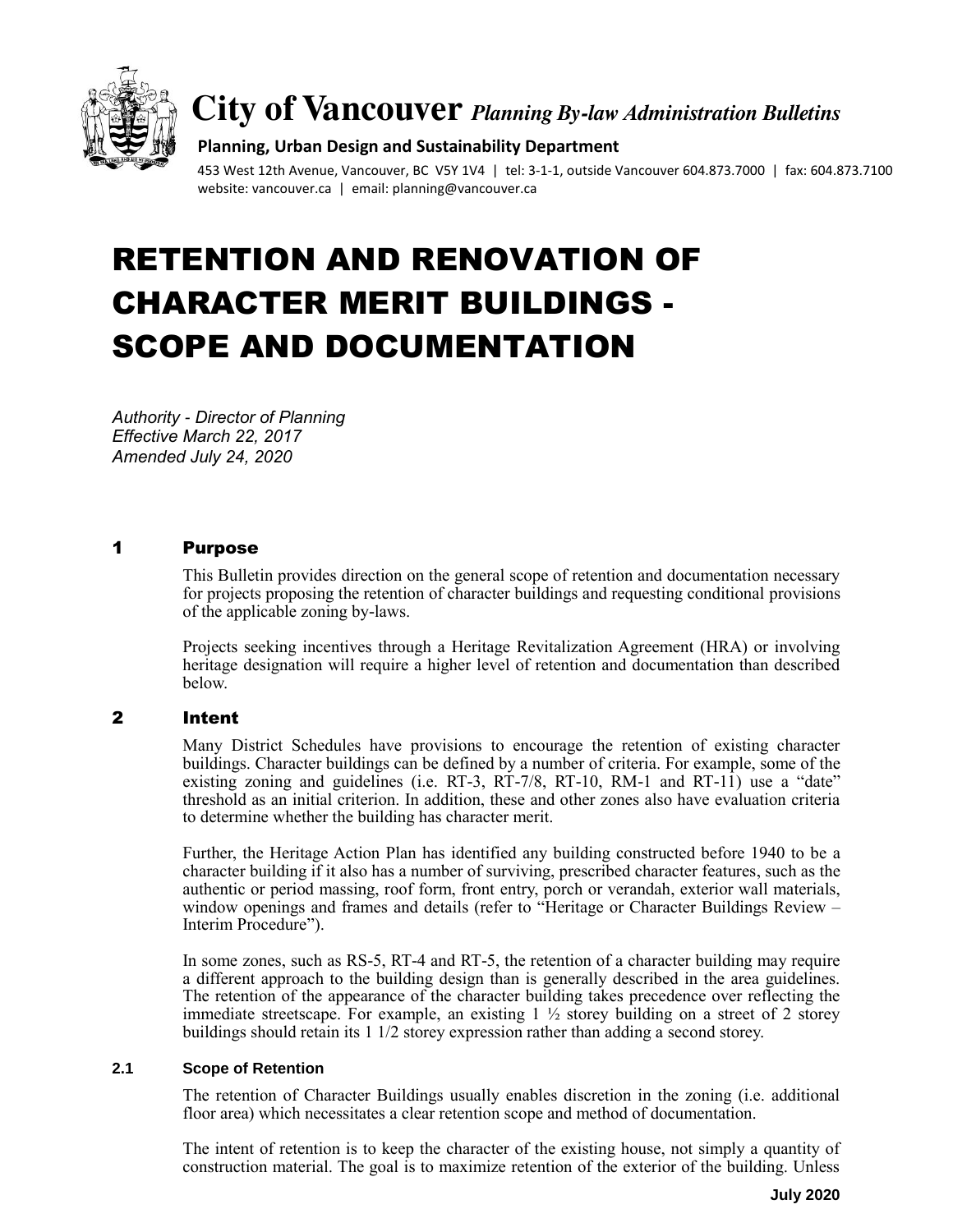**City of Vancouver** *Planning By-law Administration Bulletins*

**Planning, Urban Design and Sustainability Department**

453 West 12th Avenue, Vancouver, BC V5Y 1V4 | tel: 3-1-1, outside Vancouver 604.873.7000 | fax: 604.873.7100
website: vancouver.ca | email: planning@vancouver.ca

# RETENTION AND RENOVATION OF CHARACTER MERIT BUILDINGS - SCOPE AND DOCUMENTATION

*Authority - Director of Planning*
*Effective March 22, 2017*
*Amended July 24, 2020*

## 1 Purpose

This Bulletin provides direction on the general scope of retention and documentation necessary for projects proposing the retention of character buildings and requesting conditional provisions of the applicable zoning by-laws.

Projects seeking incentives through a Heritage Revitalization Agreement (HRA) or involving heritage designation will require a higher level of retention and documentation than described below.

## 2 Intent

Many District Schedules have provisions to encourage the retention of existing character buildings. Character buildings can be defined by a number of criteria. For example, some of the existing zoning and guidelines (i.e. RT-3, RT-7/8, RT-10, RM-1 and RT-11) use a "date" threshold as an initial criterion. In addition, these and other zones also have evaluation criteria to determine whether the building has character merit.

Further, the Heritage Action Plan has identified any building constructed before 1940 to be a character building if it also has a number of surviving, prescribed character features, such as the authentic or period massing, roof form, front entry, porch or verandah, exterior wall materials, window openings and frames and details (refer to "Heritage or Character Buildings Review – Interim Procedure").

In some zones, such as RS-5, RT-4 and RT-5, the retention of a character building may require a different approach to the building design than is generally described in the area guidelines. The retention of the appearance of the character building takes precedence over reflecting the immediate streetscape. For example, an existing 1 ½ storey building on a street of 2 storey buildings should retain its 1 1/2 storey expression rather than adding a second storey.

### 2.1 Scope of Retention

The retention of Character Buildings usually enables discretion in the zoning (i.e. additional floor area) which necessitates a clear retention scope and method of documentation.

The intent of retention is to keep the character of the existing house, not simply a quantity of construction material. The goal is to maximize retention of the exterior of the building. Unless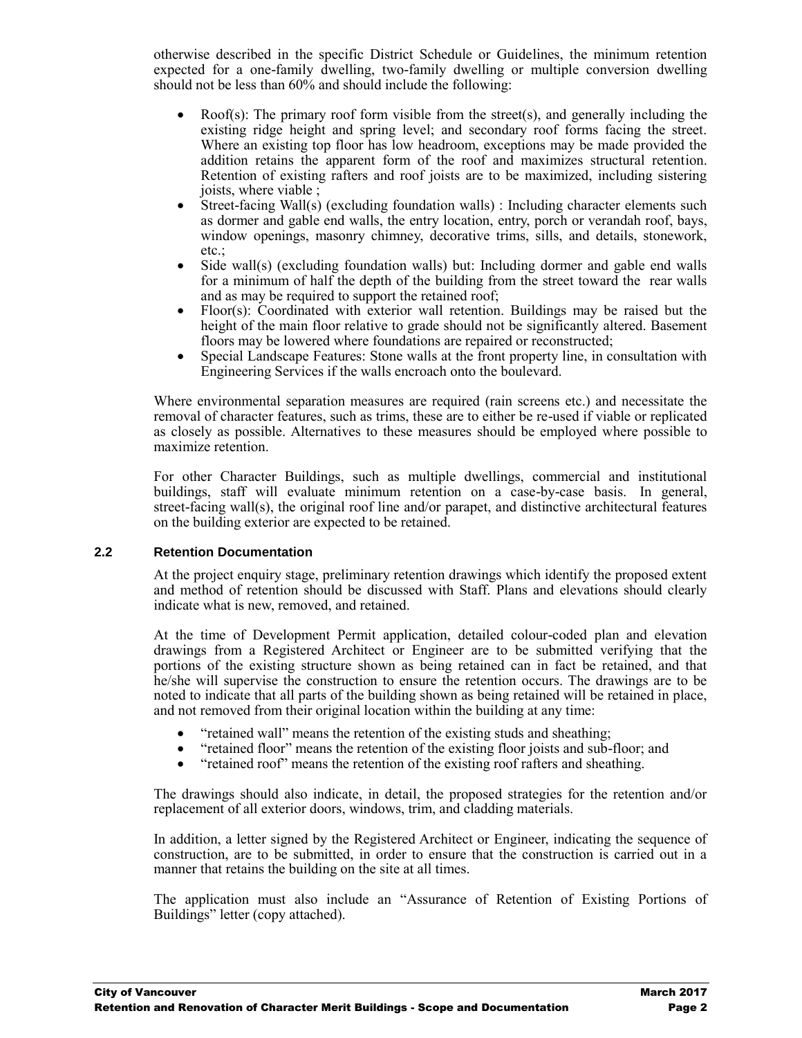otherwise described in the specific District Schedule or Guidelines, the minimum retention expected for a one-family dwelling, two-family dwelling or multiple conversion dwelling should not be less than 60% and should include the following:

- Roof(s): The primary roof form visible from the street(s), and generally including the existing ridge height and spring level; and secondary roof forms facing the street. Where an existing top floor has low headroom, exceptions may be made provided the addition retains the apparent form of the roof and maximizes structural retention. Retention of existing rafters and roof joists are to be maximized, including sistering joists, where viable ;
- Street-facing Wall(s) (excluding foundation walls) : Including character elements such as dormer and gable end walls, the entry location, entry, porch or verandah roof, bays, window openings, masonry chimney, decorative trims, sills, and details, stonework, etc.;
- Side wall(s) (excluding foundation walls) but: Including dormer and gable end walls for a minimum of half the depth of the building from the street toward the rear walls and as may be required to support the retained roof;
- Floor(s): Coordinated with exterior wall retention. Buildings may be raised but the height of the main floor relative to grade should not be significantly altered. Basement floors may be lowered where foundations are repaired or reconstructed;
- Special Landscape Features: Stone walls at the front property line, in consultation with Engineering Services if the walls encroach onto the boulevard.

Where environmental separation measures are required (rain screens etc.) and necessitate the removal of character features, such as trims, these are to either be re-used if viable or replicated as closely as possible. Alternatives to these measures should be employed where possible to maximize retention.

For other Character Buildings, such as multiple dwellings, commercial and institutional buildings, staff will evaluate minimum retention on a case-by-case basis. In general, street-facing wall(s), the original roof line and/or parapet, and distinctive architectural features on the building exterior are expected to be retained.

### 2.2 Retention Documentation

At the project enquiry stage, preliminary retention drawings which identify the proposed extent and method of retention should be discussed with Staff. Plans and elevations should clearly indicate what is new, removed, and retained.

At the time of Development Permit application, detailed colour-coded plan and elevation drawings from a Registered Architect or Engineer are to be submitted verifying that the portions of the existing structure shown as being retained can in fact be retained, and that he/she will supervise the construction to ensure the retention occurs. The drawings are to be noted to indicate that all parts of the building shown as being retained will be retained in place, and not removed from their original location within the building at any time:

- "retained wall" means the retention of the existing studs and sheathing;
- "retained floor" means the retention of the existing floor joists and sub-floor; and
- "retained roof" means the retention of the existing roof rafters and sheathing.

The drawings should also indicate, in detail, the proposed strategies for the retention and/or replacement of all exterior doors, windows, trim, and cladding materials.

In addition, a letter signed by the Registered Architect or Engineer, indicating the sequence of construction, are to be submitted, in order to ensure that the construction is carried out in a manner that retains the building on the site at all times.

The application must also include an "Assurance of Retention of Existing Portions of Buildings" letter (copy attached).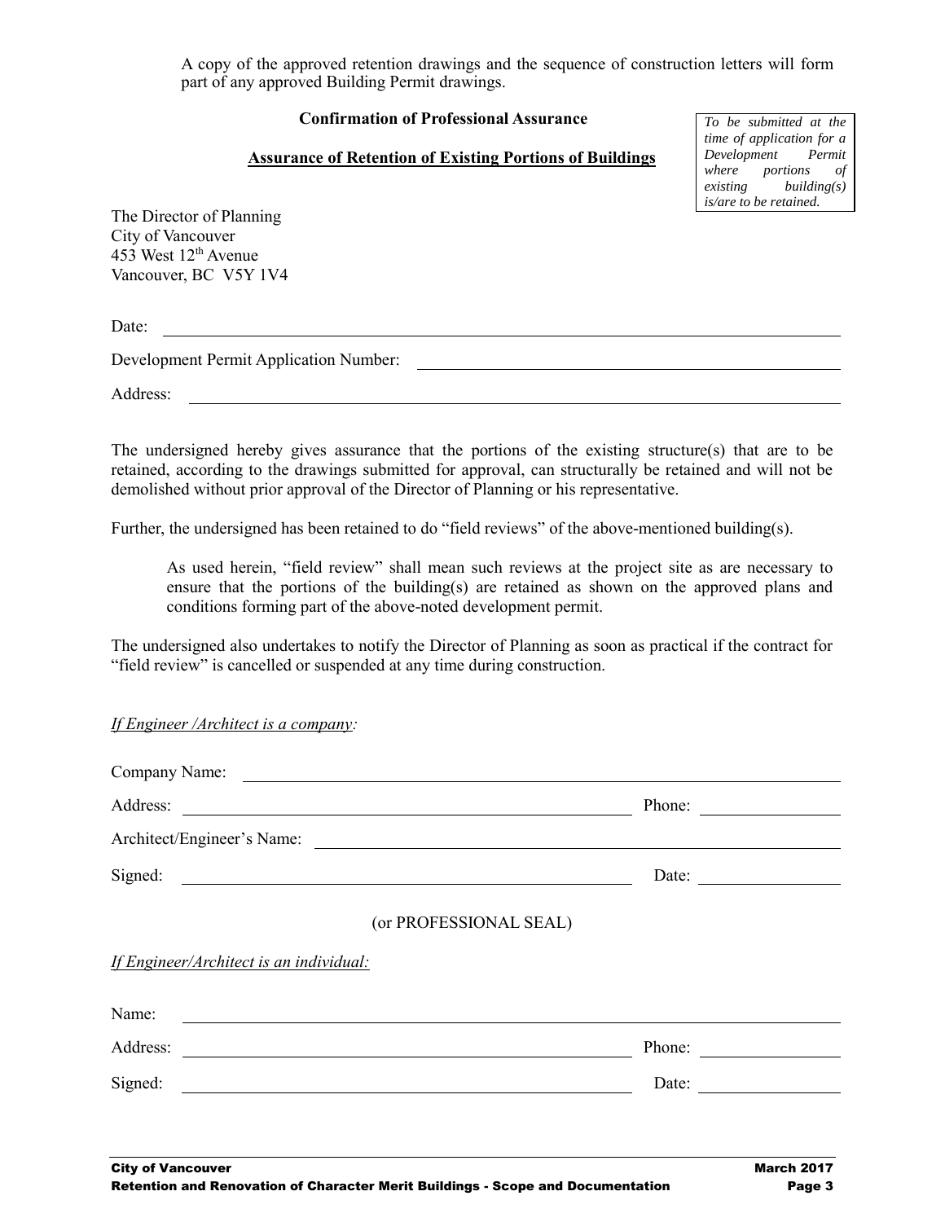A copy of the approved retention drawings and the sequence of construction letters will form part of any approved Building Permit drawings.

**Confirmation of Professional Assurance**

***To be submitted at the time of application for a Development Permit where portions of existing building(s) is/are to be retained.***

**Assurance of Retention of Existing Portions of Buildings**

The Director of Planning
City of Vancouver
453 West 12th Avenue
Vancouver, BC V5Y 1V4

Date: ______________________________

Development Permit Application Number: ______________________________

Address: ______________________________

The undersigned hereby gives assurance that the portions of the existing structure(s) that are to be retained, according to the drawings submitted for approval, can structurally be retained and will not be demolished without prior approval of the Director of Planning or his representative.

Further, the undersigned has been retained to do "field reviews" of the above-mentioned building(s).

> As used herein, "field review" shall mean such reviews at the project site as are necessary to ensure that the portions of the building(s) are retained as shown on the approved plans and conditions forming part of the above-noted development permit.

The undersigned also undertakes to notify the Director of Planning as soon as practical if the contract for "field review" is cancelled or suspended at any time during construction.

*If Engineer /Architect is a company:*

Company Name: ______________________________

Address: ______________________________ Phone: ______________

Architect/Engineer's Name: ______________________________

Signed: ______________________________ Date: ______________

(or PROFESSIONAL SEAL)

*If Engineer/Architect is an individual:*

Name: ______________________________

Address: ______________________________ Phone: ______________

Signed: ______________________________ Date: ______________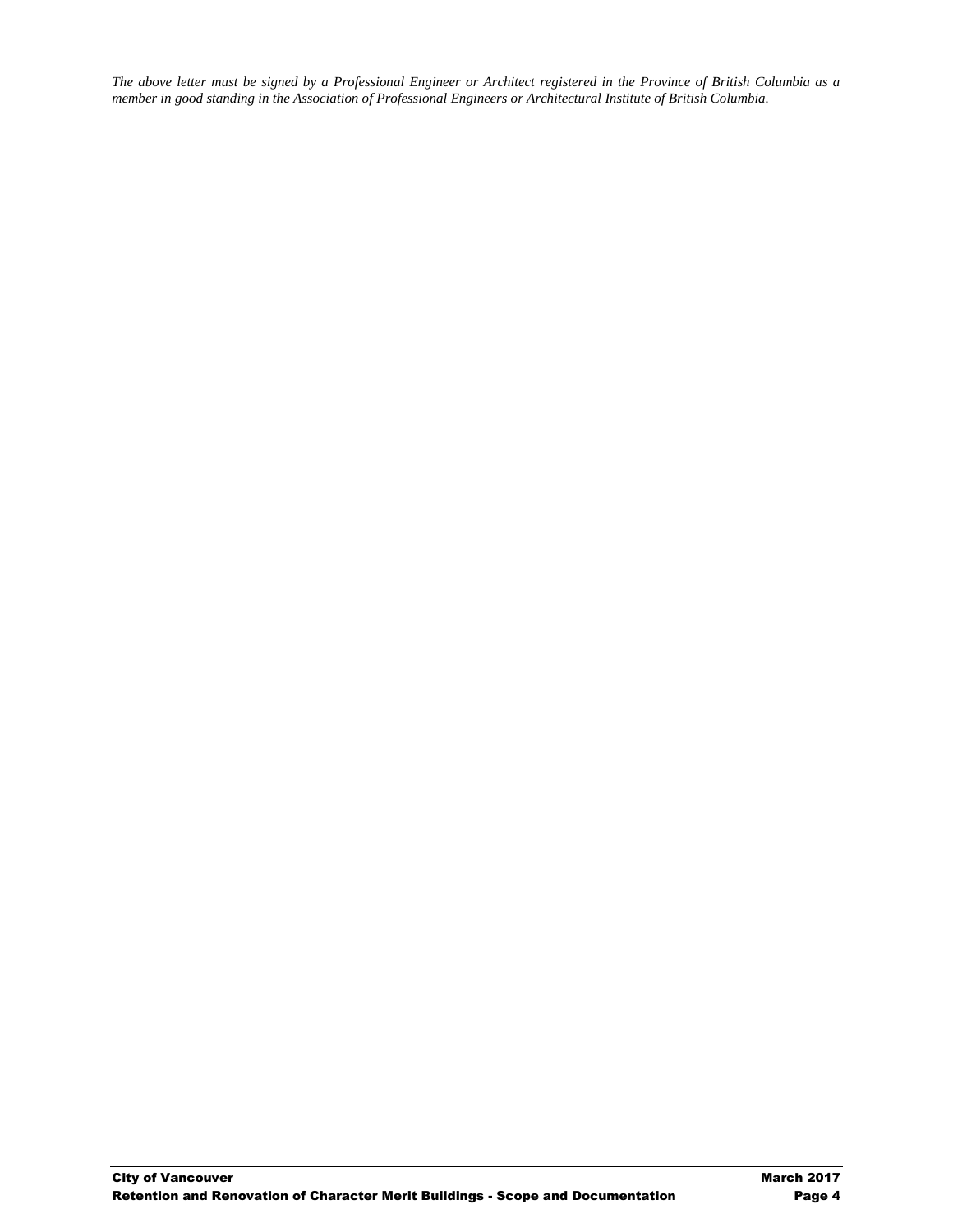*The above letter must be signed by a Professional Engineer or Architect registered in the Province of British Columbia as a member in good standing in the Association of Professional Engineers or Architectural Institute of British Columbia.*